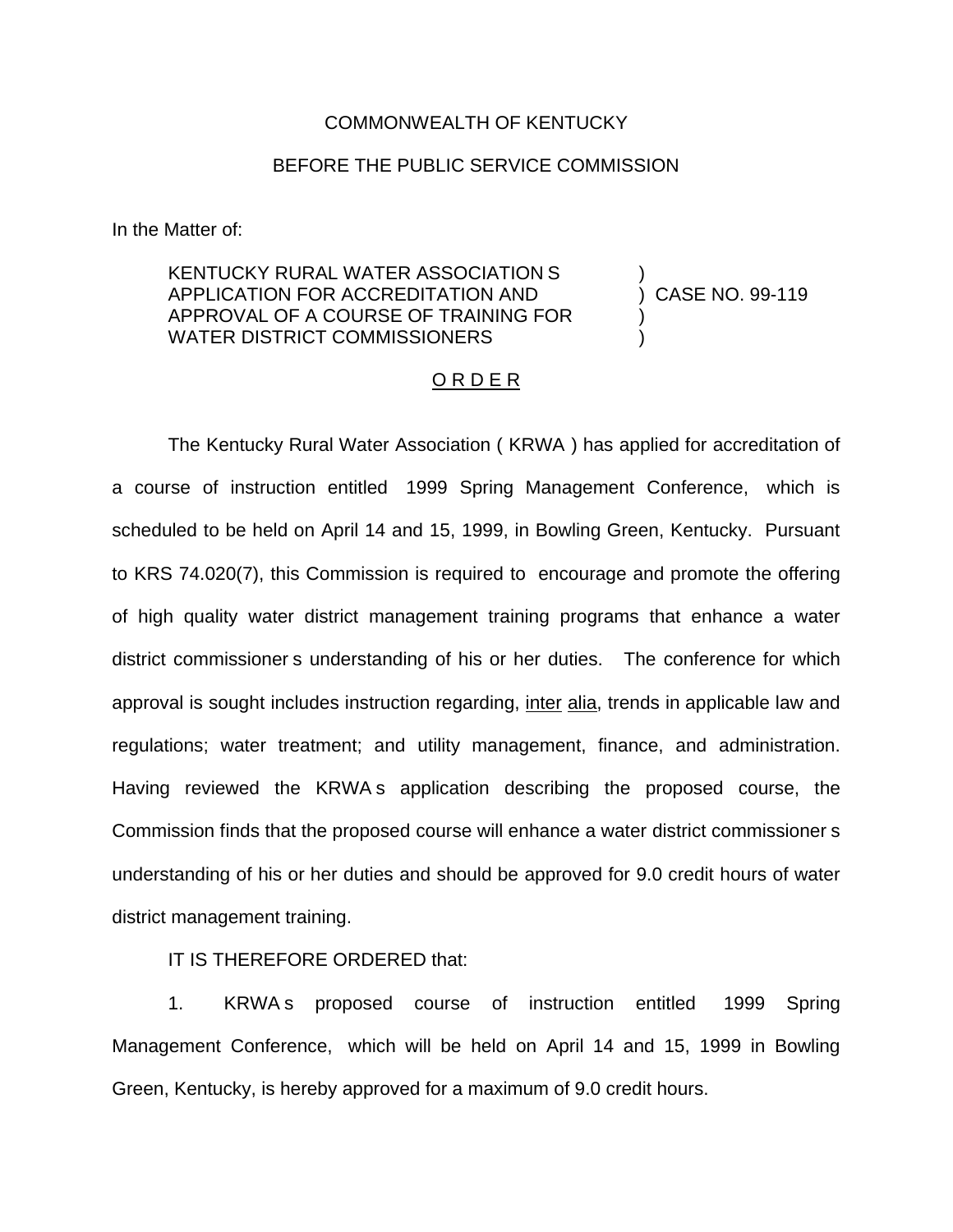COMMONWEALTH OF KENTUCKY

BEFORE THE PUBLIC SERVICE COMMISSION

In the Matter of:

KENTUCKY RURAL WATER ASSOCIATION S APPLICATION FOR ACCREDITATION AND APPROVAL OF A COURSE OF TRAINING FOR WATER DISTRICT COMMISSIONERS ) CASE NO. 99-119

O R D E R

The Kentucky Rural Water Association ( KRWA ) has applied for accreditation of a course of instruction entitled 1999 Spring Management Conference, which is scheduled to be held on April 14 and 15, 1999, in Bowling Green, Kentucky. Pursuant to KRS 74.020(7), this Commission is required to encourage and promote the offering of high quality water district management training programs that enhance a water district commissioner s understanding of his or her duties. The conference for which approval is sought includes instruction regarding, inter alia, trends in applicable law and regulations; water treatment; and utility management, finance, and administration. Having reviewed the KRWA s application describing the proposed course, the Commission finds that the proposed course will enhance a water district commissioner s understanding of his or her duties and should be approved for 9.0 credit hours of water district management training.

IT IS THEREFORE ORDERED that:

1. KRWA s proposed course of instruction entitled 1999 Spring Management Conference, which will be held on April 14 and 15, 1999 in Bowling Green, Kentucky, is hereby approved for a maximum of 9.0 credit hours.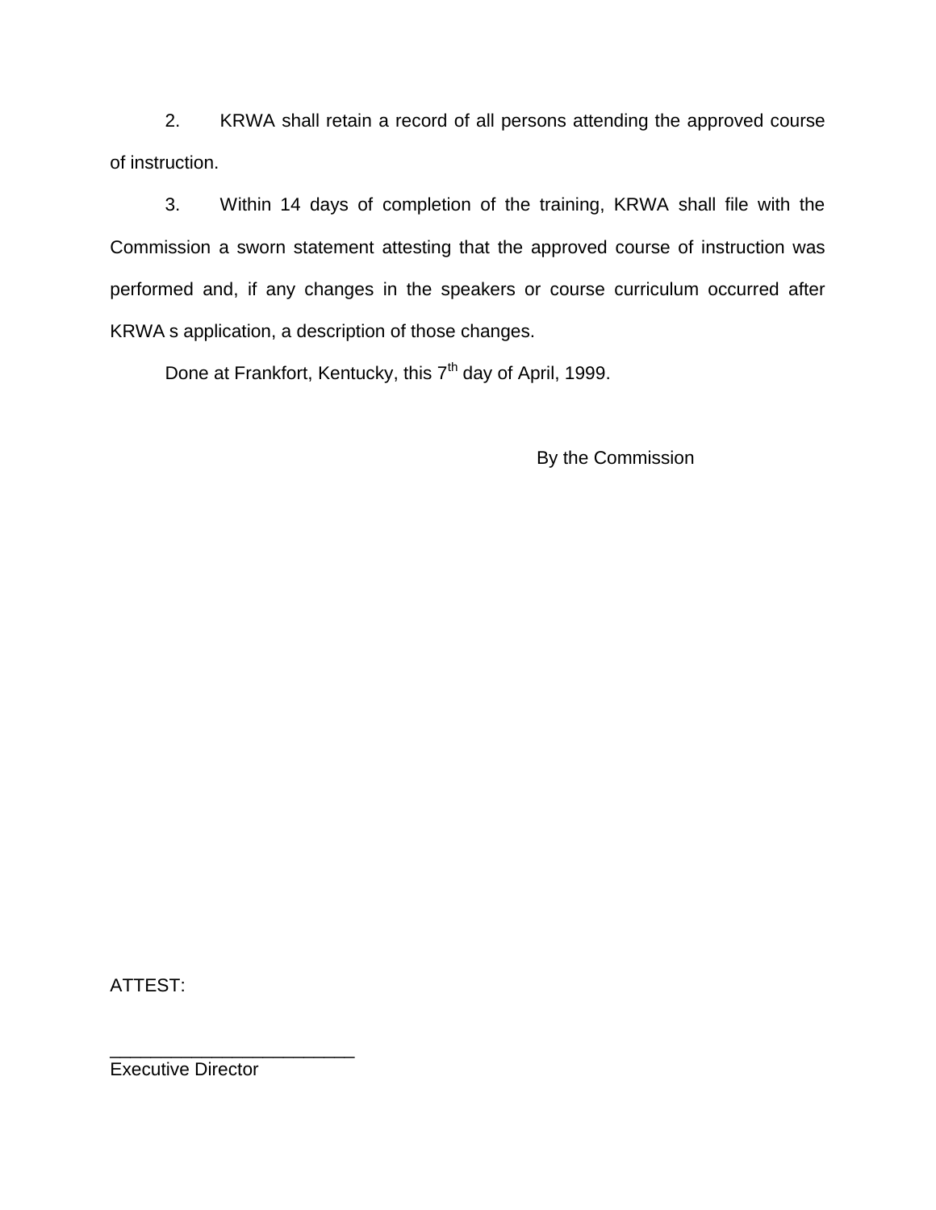2. KRWA shall retain a record of all persons attending the approved course of instruction.

3. Within 14 days of completion of the training, KRWA shall file with the Commission a sworn statement attesting that the approved course of instruction was performed and, if any changes in the speakers or course curriculum occurred after KRWA s application, a description of those changes.

Done at Frankfort, Kentucky, this 7th day of April, 1999.

By the Commission

ATTEST:

________________________
Executive Director